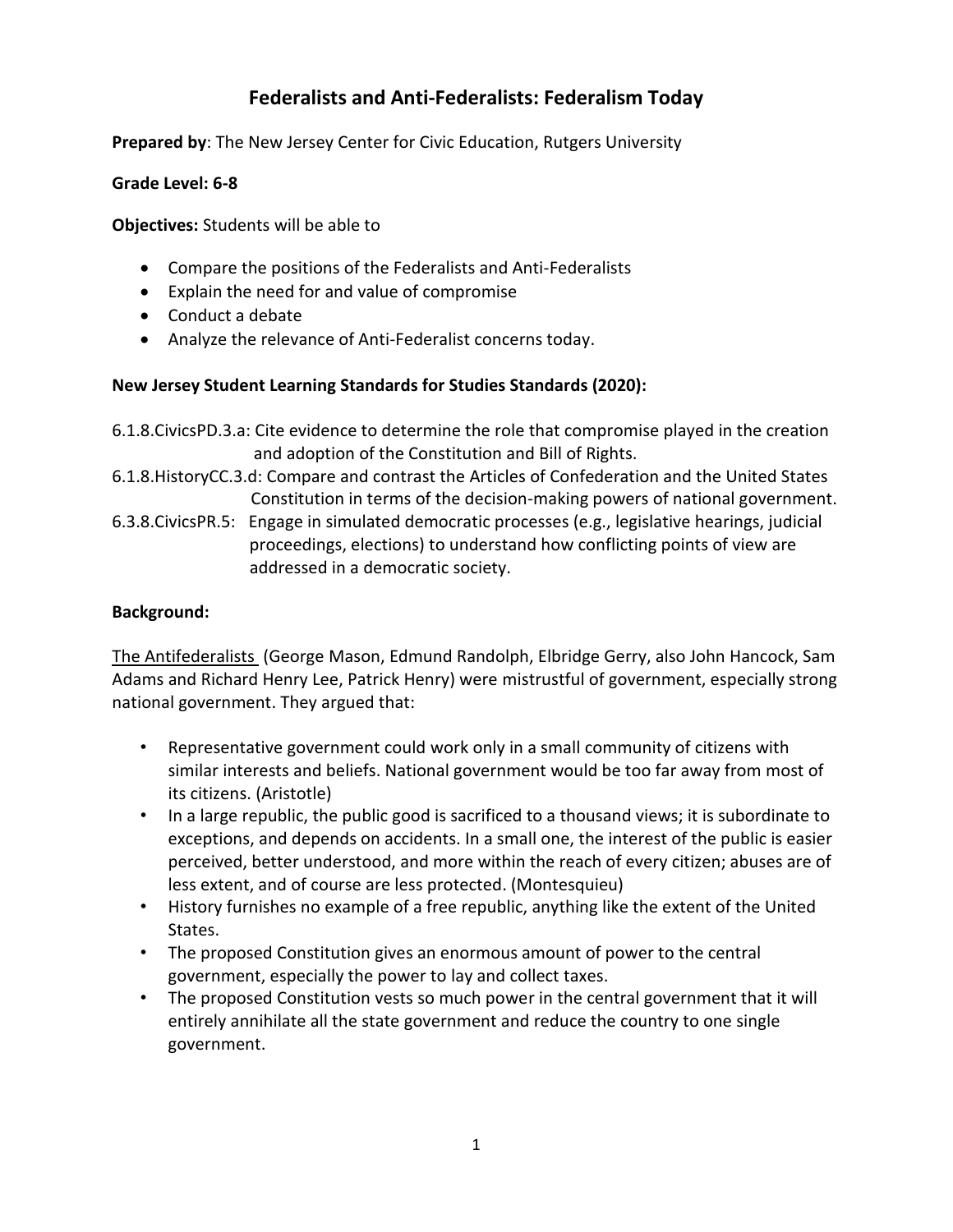# Federalists and Anti-Federalists: Federalism Today

**Prepared by**: The New Jersey Center for Civic Education, Rutgers University

**Grade Level: 6-8**

**Objectives:** Students will be able to

- Compare the positions of the Federalists and Anti-Federalists
- Explain the need for and value of compromise
- Conduct a debate
- Analyze the relevance of Anti-Federalist concerns today.

**New Jersey Student Learning Standards for Studies Standards (2020):**

6.1.8.CivicsPD.3.a: Cite evidence to determine the role that compromise played in the creation and adoption of the Constitution and Bill of Rights.

6.1.8.HistoryCC.3.d: Compare and contrast the Articles of Confederation and the United States Constitution in terms of the decision-making powers of national government.

6.3.8.CivicsPR.5: Engage in simulated democratic processes (e.g., legislative hearings, judicial proceedings, elections) to understand how conflicting points of view are addressed in a democratic society.

**Background:**

The Antifederalists (George Mason, Edmund Randolph, Elbridge Gerry, also John Hancock, Sam Adams and Richard Henry Lee, Patrick Henry) were mistrustful of government, especially strong national government. They argued that:

- Representative government could work only in a small community of citizens with similar interests and beliefs. National government would be too far away from most of its citizens. (Aristotle)
- In a large republic, the public good is sacrificed to a thousand views; it is subordinate to exceptions, and depends on accidents. In a small one, the interest of the public is easier perceived, better understood, and more within the reach of every citizen; abuses are of less extent, and of course are less protected. (Montesquieu)
- History furnishes no example of a free republic, anything like the extent of the United States.
- The proposed Constitution gives an enormous amount of power to the central government, especially the power to lay and collect taxes.
- The proposed Constitution vests so much power in the central government that it will entirely annihilate all the state government and reduce the country to one single government.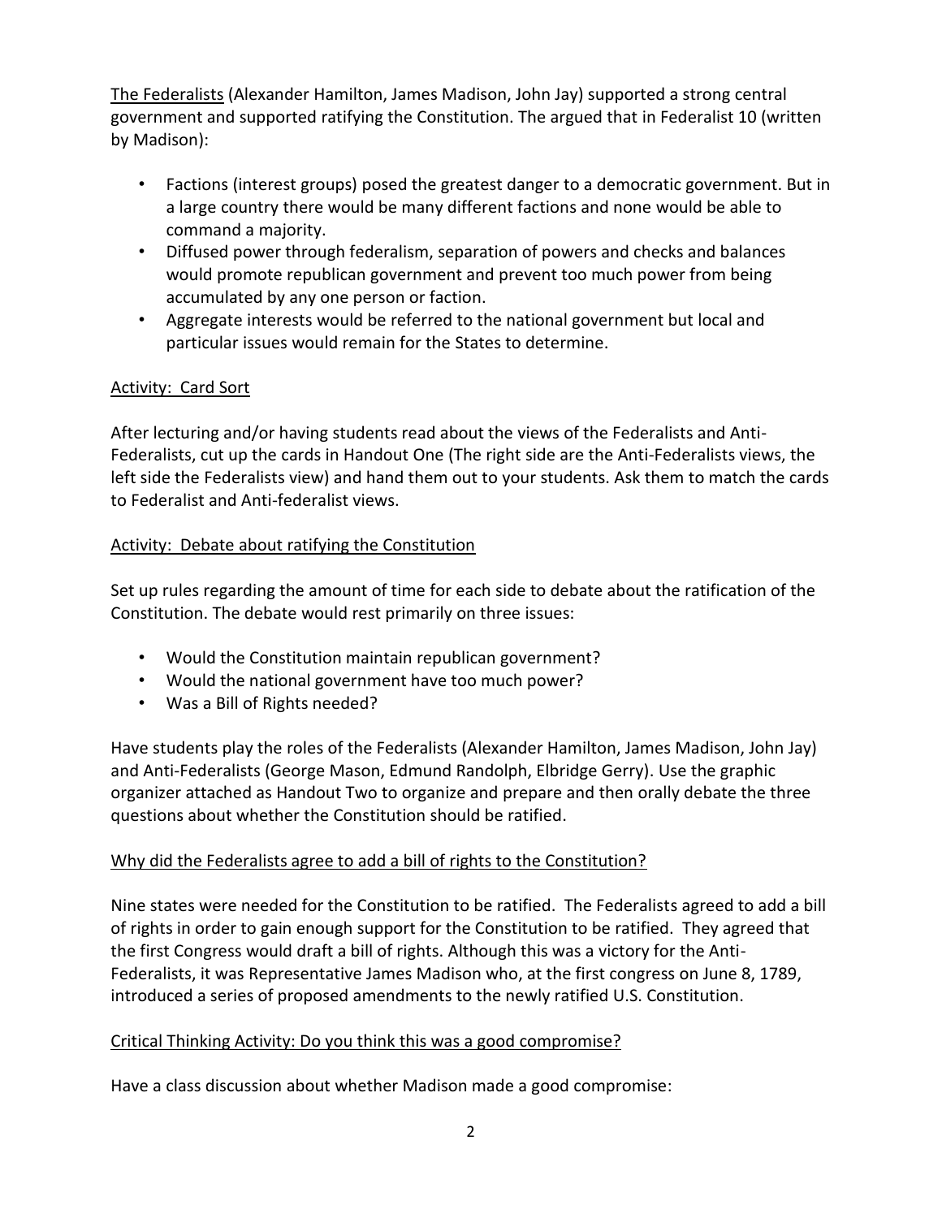<u>The Federalists</u> (Alexander Hamilton, James Madison, John Jay) supported a strong central government and supported ratifying the Constitution. The argued that in Federalist 10 (written by Madison):

- Factions (interest groups) posed the greatest danger to a democratic government. But in a large country there would be many different factions and none would be able to command a majority.
- Diffused power through federalism, separation of powers and checks and balances would promote republican government and prevent too much power from being accumulated by any one person or faction.
- Aggregate interests would be referred to the national government but local and particular issues would remain for the States to determine.

<u>Activity: Card Sort</u>

After lecturing and/or having students read about the views of the Federalists and Anti-Federalists, cut up the cards in Handout One (The right side are the Anti-Federalists views, the left side the Federalists view) and hand them out to your students. Ask them to match the cards to Federalist and Anti-federalist views.

<u>Activity: Debate about ratifying the Constitution</u>

Set up rules regarding the amount of time for each side to debate about the ratification of the Constitution. The debate would rest primarily on three issues:

- Would the Constitution maintain republican government?
- Would the national government have too much power?
- Was a Bill of Rights needed?

Have students play the roles of the Federalists (Alexander Hamilton, James Madison, John Jay) and Anti-Federalists (George Mason, Edmund Randolph, Elbridge Gerry). Use the graphic organizer attached as Handout Two to organize and prepare and then orally debate the three questions about whether the Constitution should be ratified.

<u>Why did the Federalists agree to add a bill of rights to the Constitution?</u>

Nine states were needed for the Constitution to be ratified. The Federalists agreed to add a bill of rights in order to gain enough support for the Constitution to be ratified. They agreed that the first Congress would draft a bill of rights. Although this was a victory for the Anti-Federalists, it was Representative James Madison who, at the first congress on June 8, 1789, introduced a series of proposed amendments to the newly ratified U.S. Constitution.

<u>Critical Thinking Activity: Do you think this was a good compromise?</u>

Have a class discussion about whether Madison made a good compromise: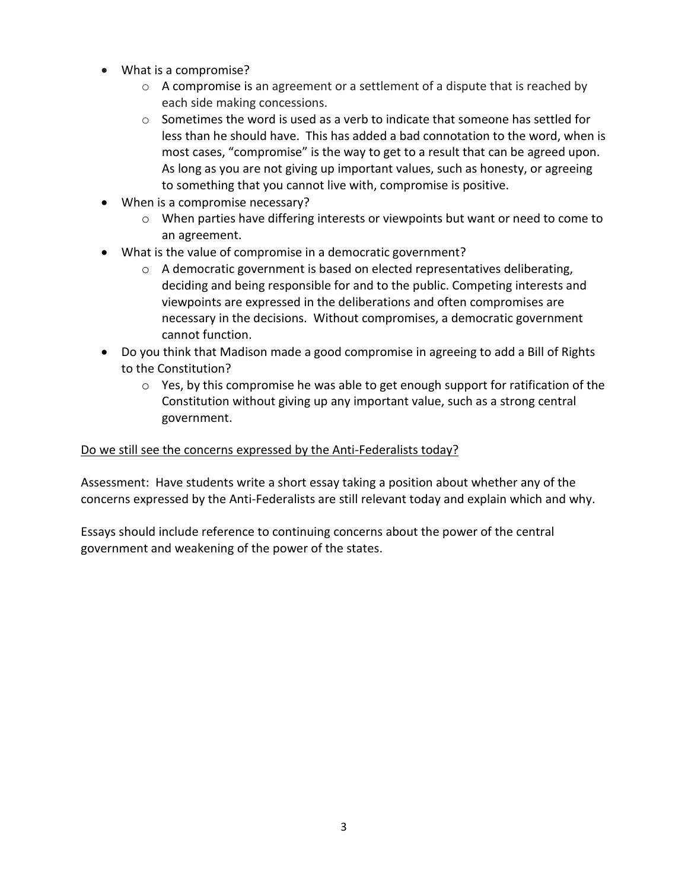- What is a compromise?
  - A compromise is an agreement or a settlement of a dispute that is reached by each side making concessions.
  - Sometimes the word is used as a verb to indicate that someone has settled for less than he should have. This has added a bad connotation to the word, when is most cases, "compromise" is the way to get to a result that can be agreed upon. As long as you are not giving up important values, such as honesty, or agreeing to something that you cannot live with, compromise is positive.
- When is a compromise necessary?
  - When parties have differing interests or viewpoints but want or need to come to an agreement.
- What is the value of compromise in a democratic government?
  - A democratic government is based on elected representatives deliberating, deciding and being responsible for and to the public. Competing interests and viewpoints are expressed in the deliberations and often compromises are necessary in the decisions. Without compromises, a democratic government cannot function.
- Do you think that Madison made a good compromise in agreeing to add a Bill of Rights to the Constitution?
  - Yes, by this compromise he was able to get enough support for ratification of the Constitution without giving up any important value, such as a strong central government.

<u>Do we still see the concerns expressed by the Anti-Federalists today?</u>

Assessment: Have students write a short essay taking a position about whether any of the concerns expressed by the Anti-Federalists are still relevant today and explain which and why.

Essays should include reference to continuing concerns about the power of the central government and weakening of the power of the states.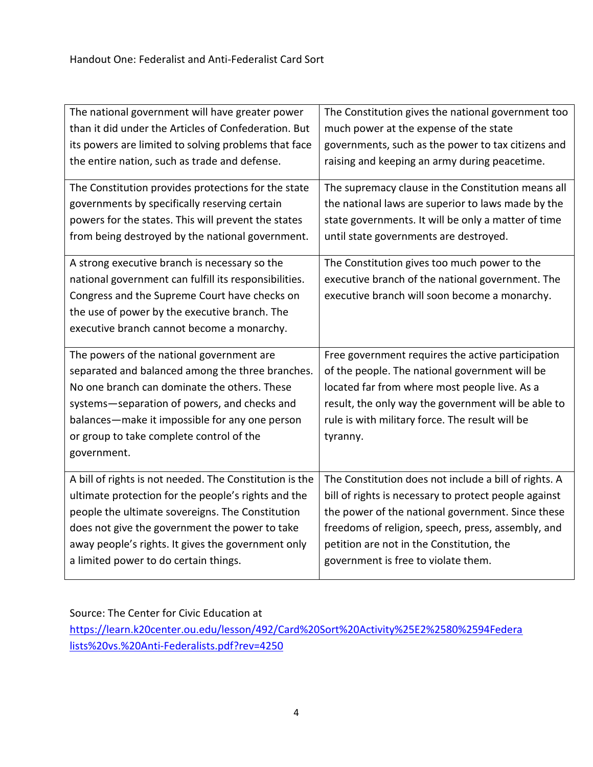Handout One: Federalist and Anti-Federalist Card Sort

| | |
|---|---|
| The national government will have greater power than it did under the Articles of Confederation. But its powers are limited to solving problems that face the entire nation, such as trade and defense. | The Constitution gives the national government too much power at the expense of the state governments, such as the power to tax citizens and raising and keeping an army during peacetime. |
| The Constitution provides protections for the state governments by specifically reserving certain powers for the states. This will prevent the states from being destroyed by the national government. | The supremacy clause in the Constitution means all the national laws are superior to laws made by the state governments. It will be only a matter of time until state governments are destroyed. |
| A strong executive branch is necessary so the national government can fulfill its responsibilities. Congress and the Supreme Court have checks on the use of power by the executive branch. The executive branch cannot become a monarchy. | The Constitution gives too much power to the executive branch of the national government. The executive branch will soon become a monarchy. |
| The powers of the national government are separated and balanced among the three branches. No one branch can dominate the others. These systems—separation of powers, and checks and balances—make it impossible for any one person or group to take complete control of the government. | Free government requires the active participation of the people. The national government will be located far from where most people live. As a result, the only way the government will be able to rule is with military force. The result will be tyranny. |
| A bill of rights is not needed. The Constitution is the ultimate protection for the people's rights and the people the ultimate sovereigns. The Constitution does not give the government the power to take away people's rights. It gives the government only a limited power to do certain things. | The Constitution does not include a bill of rights. A bill of rights is necessary to protect people against the power of the national government. Since these freedoms of religion, speech, press, assembly, and petition are not in the Constitution, the government is free to violate them. |

Source: The Center for Civic Education at https://learn.k20center.ou.edu/lesson/492/Card%20Sort%20Activity%25E2%2580%2594Federalists%20vs.%20Anti-Federalists.pdf?rev=4250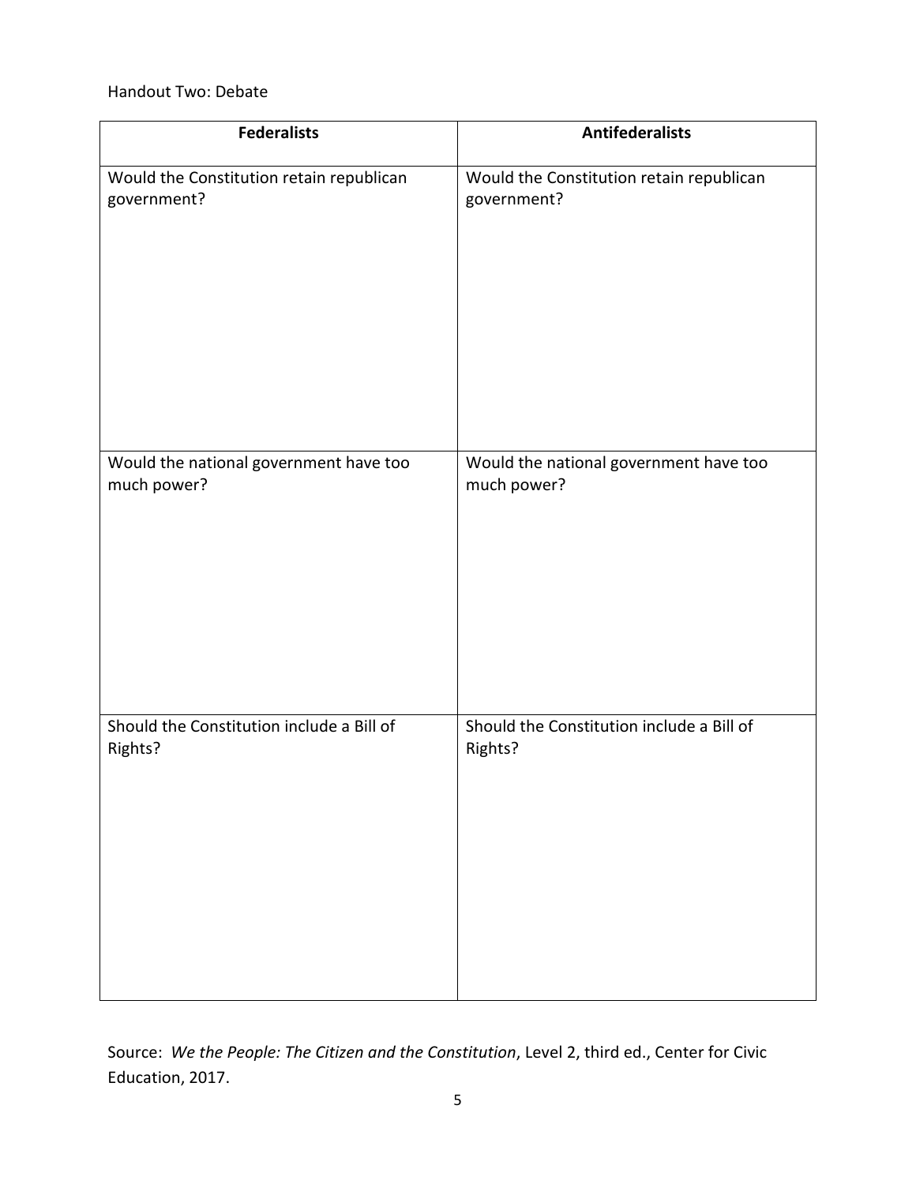Handout Two: Debate

| Federalists | Antifederalists |
| --- | --- |
| Would the Constitution retain republican government? | Would the Constitution retain republican government? |
| Would the national government have too much power? | Would the national government have too much power? |
| Should the Constitution include a Bill of Rights? | Should the Constitution include a Bill of Rights? |

Source: *We the People: The Citizen and the Constitution*, Level 2, third ed., Center for Civic Education, 2017.